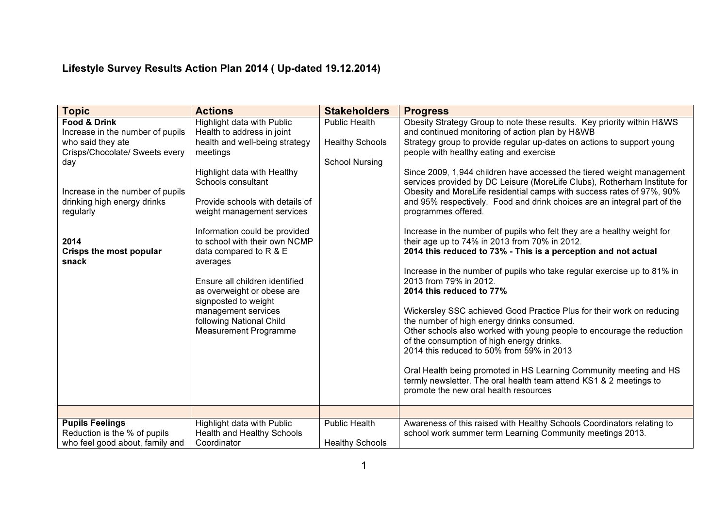# Lifestyle Survey Results Action Plan 2014 ( Up-dated 19.12.2014)

| Topic | Actions | Stakeholders | Progress |
|---|---|---|---|
| **Food & Drink**<br>Increase in the number of pupils who said they ate Crisps/Chocolate/ Sweets every day<br><br>Increase in the number of pupils drinking high energy drinks regularly<br><br>**2014**<br>**Crisps the most popular snack** | Highlight data with Public Health to address in joint health and well-being strategy meetings<br><br>Highlight data with Healthy Schools consultant<br><br>Provide schools with details of weight management services<br><br>Information could be provided to school with their own NCMP data compared to R & E averages<br><br>Ensure all children identified as overweight or obese are signposted to weight management services following National Child Measurement Programme | Public Health<br><br>Healthy Schools<br><br>School Nursing | Obesity Strategy Group to note these results. Key priority within H&WS and continued monitoring of action plan by H&WB<br>Strategy group to provide regular up-dates on actions to support young people with healthy eating and exercise<br><br>Since 2009, 1,944 children have accessed the tiered weight management services provided by DC Leisure (MoreLife Clubs), Rotherham Institute for Obesity and MoreLife residential camps with success rates of 97%, 90% and 95% respectively. Food and drink choices are an integral part of the programmes offered.<br><br>Increase in the number of pupils who felt they are a healthy weight for their age up to 74% in 2013 from 70% in 2012.<br>**2014 this reduced to 73% - This is a perception and not actual**<br><br>Increase in the number of pupils who take regular exercise up to 81% in 2013 from 79% in 2012.<br>**2014 this reduced to 77%**<br><br>Wickersley SSC achieved Good Practice Plus for their work on reducing the number of high energy drinks consumed.<br>Other schools also worked with young people to encourage the reduction of the consumption of high energy drinks.<br>2014 this reduced to 50% from 59% in 2013<br><br>Oral Health being promoted in HS Learning Community meeting and HS termly newsletter. The oral health team attend KS1 & 2 meetings to promote the new oral health resources |
| | | | |
| **Pupils Feelings**<br>Reduction is the % of pupils who feel good about, family and | Highlight data with Public Health and Healthy Schools Coordinator | Public Health<br><br>Healthy Schools | Awareness of this raised with Healthy Schools Coordinators relating to school work summer term Learning Community meetings 2013. |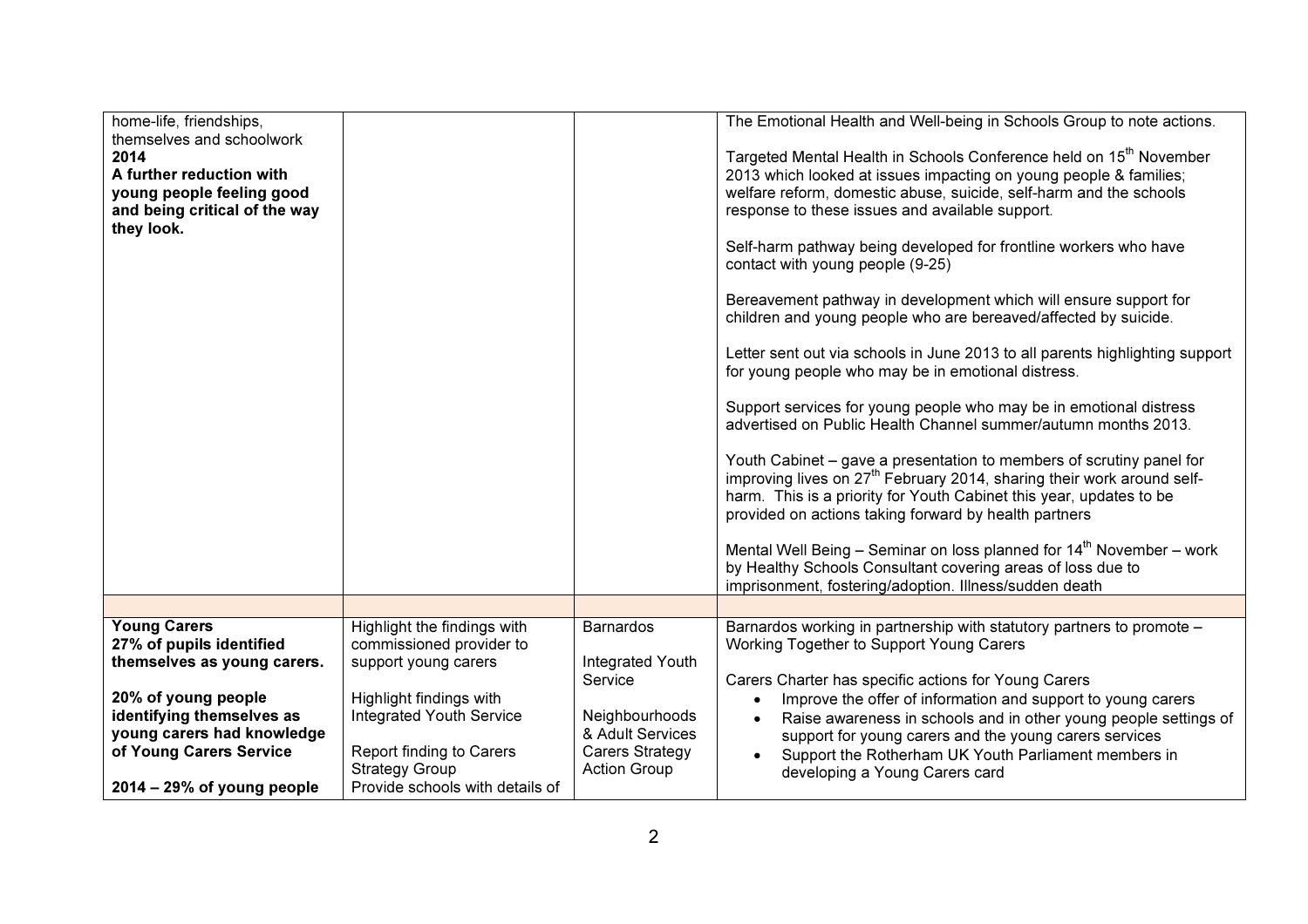| | | | |
|---|---|---|---|
| home-life, friendships, themselves and schoolwork<br>**2014**<br>**A further reduction with young people feeling good and being critical of the way they look.** | | | The Emotional Health and Well-being in Schools Group to note actions.<br><br>Targeted Mental Health in Schools Conference held on 15th November 2013 which looked at issues impacting on young people & families; welfare reform, domestic abuse, suicide, self-harm and the schools response to these issues and available support.<br><br>Self-harm pathway being developed for frontline workers who have contact with young people (9-25)<br><br>Bereavement pathway in development which will ensure support for children and young people who are bereaved/affected by suicide.<br><br>Letter sent out via schools in June 2013 to all parents highlighting support for young people who may be in emotional distress.<br><br>Support services for young people who may be in emotional distress advertised on Public Health Channel summer/autumn months 2013.<br><br>Youth Cabinet – gave a presentation to members of scrutiny panel for improving lives on 27th February 2014, sharing their work around self-harm. This is a priority for Youth Cabinet this year, updates to be provided on actions taking forward by health partners<br><br>Mental Well Being – Seminar on loss planned for 14th November – work by Healthy Schools Consultant covering areas of loss due to imprisonment, fostering/adoption. Illness/sudden death |
| | | | |
| **Young Carers**<br>**27% of pupils identified themselves as young carers.**<br><br>**20% of young people identifying themselves as young carers had knowledge of Young Carers Service**<br><br>**2014 – 29% of young people** | Highlight the findings with commissioned provider to support young carers<br><br>Highlight findings with Integrated Youth Service<br><br>Report finding to Carers Strategy Group<br>Provide schools with details of | Barnardos<br><br>Integrated Youth Service<br><br>Neighbourhoods & Adult Services Carers Strategy Action Group | Barnardos working in partnership with statutory partners to promote – Working Together to Support Young Carers<br><br>Carers Charter has specific actions for Young Carers<br>• Improve the offer of information and support to young carers<br>• Raise awareness in schools and in other young people settings of support for young carers and the young carers services<br>• Support the Rotherham UK Youth Parliament members in developing a Young Carers card |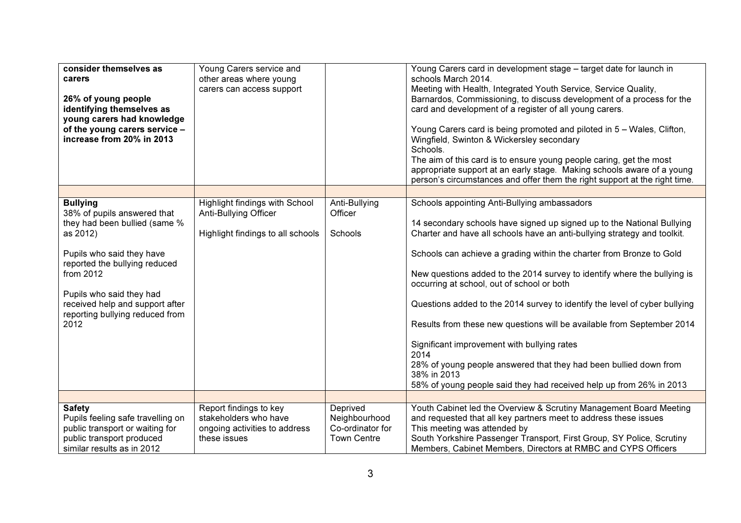| | | | |
|---|---|---|---|
| **consider themselves as carers**<br><br>**26% of young people identifying themselves as young carers had knowledge of the young carers service – increase from 20% in 2013** | Young Carers service and other areas where young carers can access support | | Young Carers card in development stage – target date for launch in schools March 2014.<br>Meeting with Health, Integrated Youth Service, Service Quality, Barnardos, Commissioning, to discuss development of a process for the card and development of a register of all young carers.<br><br>Young Carers card is being promoted and piloted in 5 – Wales, Clifton, Wingfield, Swinton & Wickersley secondary Schools.<br>The aim of this card is to ensure young people caring, get the most appropriate support at an early stage. Making schools aware of a young person's circumstances and offer them the right support at the right time. |
| | | | |
| **Bullying**<br>38% of pupils answered that they had been bullied (same % as 2012)<br><br>Pupils who said they have reported the bullying reduced from 2012<br><br>Pupils who said they had received help and support after reporting bullying reduced from 2012 | Highlight findings with School Anti-Bullying Officer<br><br>Highlight findings to all schools | Anti-Bullying Officer<br><br>Schools | Schools appointing Anti-Bullying ambassadors<br><br>14 secondary schools have signed up signed up to the National Bullying Charter and have all schools have an anti-bullying strategy and toolkit.<br><br>Schools can achieve a grading within the charter from Bronze to Gold<br><br>New questions added to the 2014 survey to identify where the bullying is occurring at school, out of school or both<br><br>Questions added to the 2014 survey to identify the level of cyber bullying<br><br>Results from these new questions will be available from September 2014<br><br>Significant improvement with bullying rates<br>2014<br>28% of young people answered that they had been bullied down from 38% in 2013<br>58% of young people said they had received help up from 26% in 2013 |
| | | | |
| **Safety**<br>Pupils feeling safe travelling on public transport or waiting for public transport produced similar results as in 2012 | Report findings to key stakeholders who have ongoing activities to address these issues | Deprived Neighbourhood Co-ordinator for Town Centre | Youth Cabinet led the Overview & Scrutiny Management Board Meeting and requested that all key partners meet to address these issues<br>This meeting was attended by<br>South Yorkshire Passenger Transport, First Group, SY Police, Scrutiny Members, Cabinet Members, Directors at RMBC and CYPS Officers |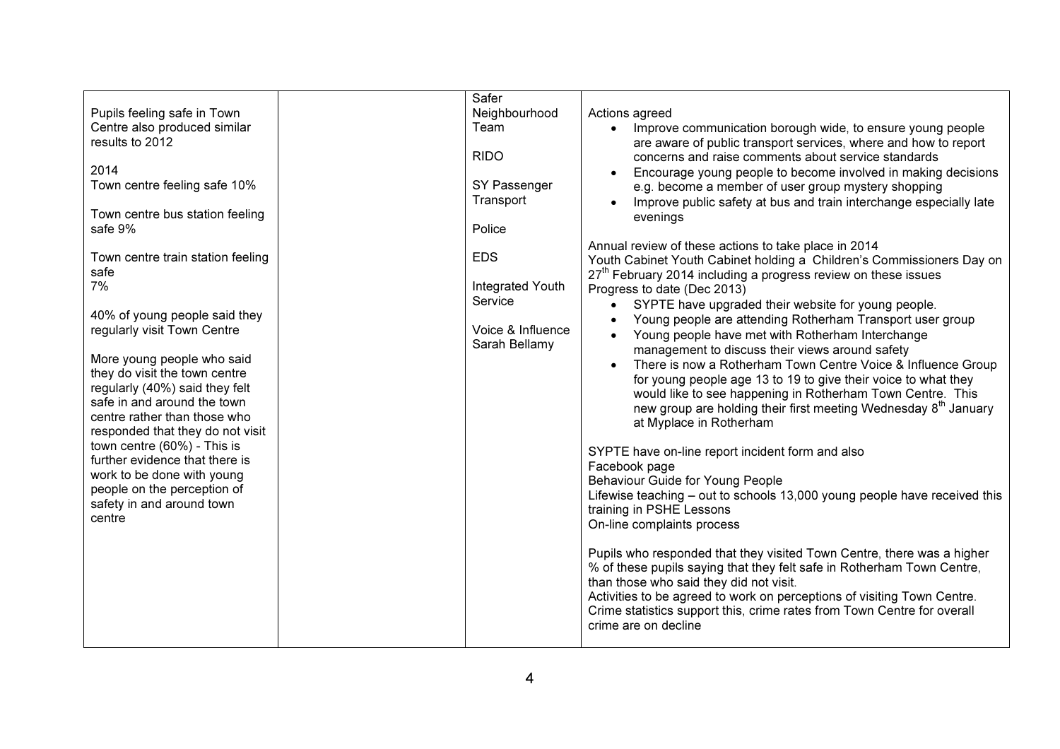| | | | |
|---|---|---|---|
| Pupils feeling safe in Town Centre also produced similar results to 2012<br><br>2014<br>Town centre feeling safe 10%<br><br>Town centre bus station feeling safe 9%<br><br>Town centre train station feeling safe<br>7%<br><br>40% of young people said they regularly visit Town Centre<br><br>More young people who said they do visit the town centre regularly (40%) said they felt safe in and around the town centre rather than those who responded that they do not visit town centre (60%) - This is further evidence that there is work to be done with young people on the perception of safety in and around town centre | | Safer Neighbourhood Team<br><br>RIDO<br><br>SY Passenger Transport<br><br>Police<br><br>EDS<br><br>Integrated Youth Service<br><br>Voice & Influence Sarah Bellamy | Actions agreed<br>• Improve communication borough wide, to ensure young people are aware of public transport services, where and how to report concerns and raise comments about service standards<br>• Encourage young people to become involved in making decisions e.g. become a member of user group mystery shopping<br>• Improve public safety at bus and train interchange especially late evenings<br><br>Annual review of these actions to take place in 2014<br>Youth Cabinet Youth Cabinet holding a Children's Commissioners Day on 27th February 2014 including a progress review on these issues<br>Progress to date (Dec 2013)<br>• SYPTE have upgraded their website for young people.<br>• Young people are attending Rotherham Transport user group<br>• Young people have met with Rotherham Interchange management to discuss their views around safety<br>• There is now a Rotherham Town Centre Voice & Influence Group for young people age 13 to 19 to give their voice to what they would like to see happening in Rotherham Town Centre. This new group are holding their first meeting Wednesday 8th January at Myplace in Rotherham<br><br>SYPTE have on-line report incident form and also<br>Facebook page<br>Behaviour Guide for Young People<br>Lifewise teaching – out to schools 13,000 young people have received this training in PSHE Lessons<br>On-line complaints process<br><br>Pupils who responded that they visited Town Centre, there was a higher % of these pupils saying that they felt safe in Rotherham Town Centre, than those who said they did not visit.<br>Activities to be agreed to work on perceptions of visiting Town Centre.<br>Crime statistics support this, crime rates from Town Centre for overall crime are on decline |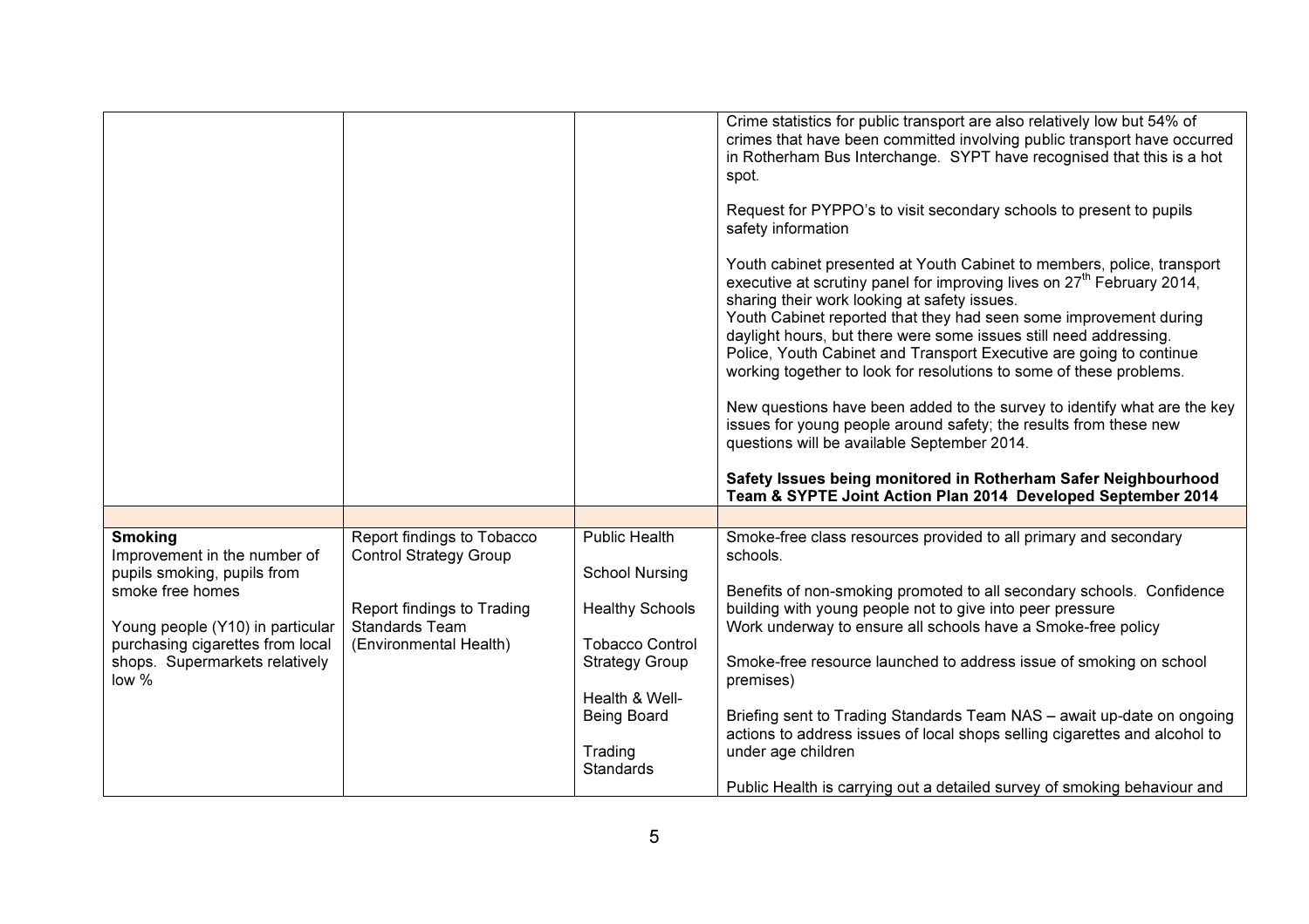| | | | |
|---|---|---|---|
| | | | Crime statistics for public transport are also relatively low but 54% of crimes that have been committed involving public transport have occurred in Rotherham Bus Interchange. SYPT have recognised that this is a hot spot.<br><br>Request for PYPPO's to visit secondary schools to present to pupils safety information<br><br>Youth cabinet presented at Youth Cabinet to members, police, transport executive at scrutiny panel for improving lives on 27th February 2014, sharing their work looking at safety issues.<br>Youth Cabinet reported that they had seen some improvement during daylight hours, but there were some issues still need addressing.<br>Police, Youth Cabinet and Transport Executive are going to continue working together to look for resolutions to some of these problems.<br><br>New questions have been added to the survey to identify what are the key issues for young people around safety; the results from these new questions will be available September 2014.<br><br>**Safety Issues being monitored in Rotherham Safer Neighbourhood Team & SYPTE Joint Action Plan 2014 Developed September 2014** |
| | | | |
| **Smoking**<br>Improvement in the number of pupils smoking, pupils from smoke free homes<br><br>Young people (Y10) in particular purchasing cigarettes from local shops. Supermarkets relatively low % | Report findings to Tobacco Control Strategy Group<br><br>Report findings to Trading Standards Team (Environmental Health) | Public Health<br><br>School Nursing<br><br>Healthy Schools<br><br>Tobacco Control Strategy Group<br><br>Health & Well-Being Board<br><br>Trading Standards | Smoke-free class resources provided to all primary and secondary schools.<br><br>Benefits of non-smoking promoted to all secondary schools. Confidence building with young people not to give into peer pressure<br>Work underway to ensure all schools have a Smoke-free policy<br><br>Smoke-free resource launched to address issue of smoking on school premises)<br><br>Briefing sent to Trading Standards Team NAS – await up-date on ongoing actions to address issues of local shops selling cigarettes and alcohol to under age children<br><br>Public Health is carrying out a detailed survey of smoking behaviour and |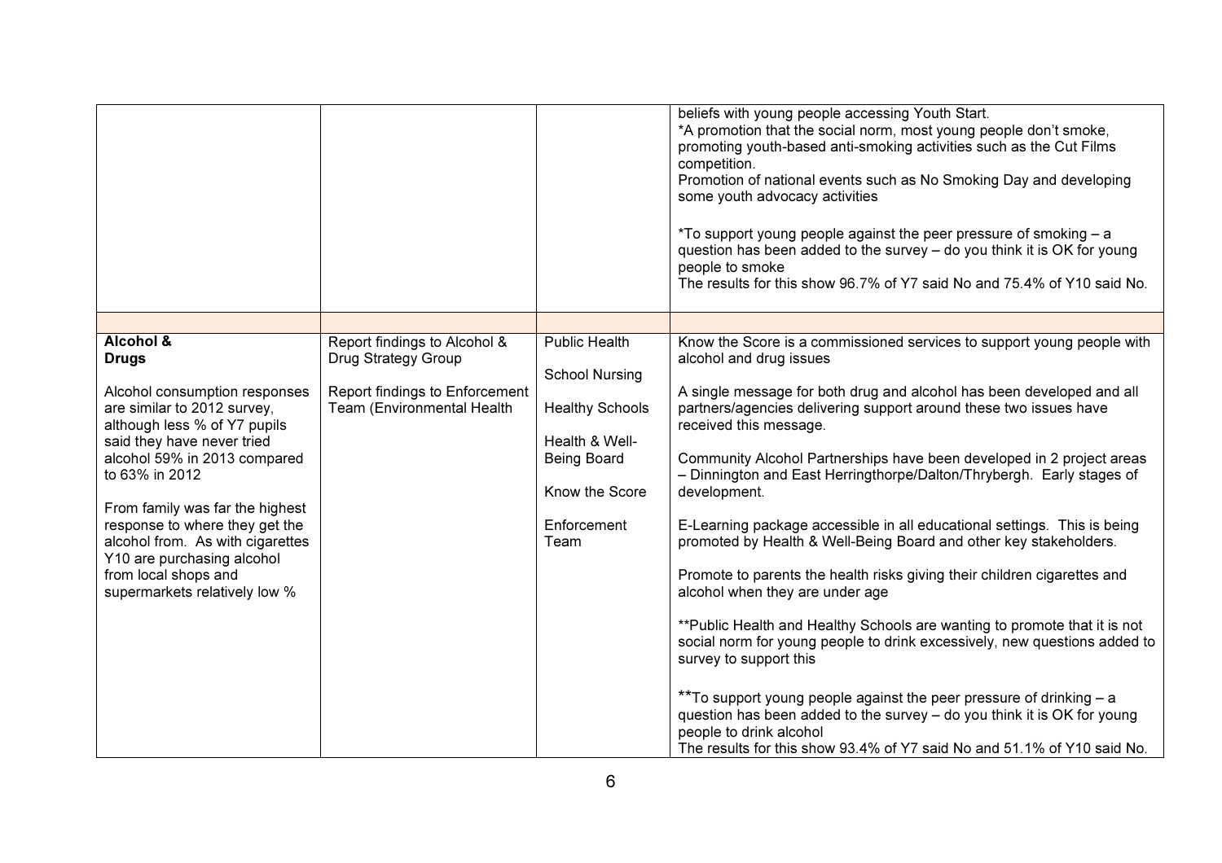| | | | |
|---|---|---|---|
| | | | beliefs with young people accessing Youth Start.<br>*A promotion that the social norm, most young people don't smoke, promoting youth-based anti-smoking activities such as the Cut Films competition.<br>Promotion of national events such as No Smoking Day and developing some youth advocacy activities<br><br>*To support young people against the peer pressure of smoking – a question has been added to the survey – do you think it is OK for young people to smoke<br>The results for this show 96.7% of Y7 said No and 75.4% of Y10 said No. |
| | | | |
| **Alcohol & Drugs**<br><br>Alcohol consumption responses are similar to 2012 survey, although less % of Y7 pupils said they have never tried alcohol 59% in 2013 compared to 63% in 2012<br><br>From family was far the highest response to where they get the alcohol from. As with cigarettes Y10 are purchasing alcohol from local shops and supermarkets relatively low % | Report findings to Alcohol & Drug Strategy Group<br><br>Report findings to Enforcement Team (Environmental Health | Public Health<br><br>School Nursing<br><br>Healthy Schools<br><br>Health & Well-Being Board<br><br>Know the Score<br><br>Enforcement Team | Know the Score is a commissioned services to support young people with alcohol and drug issues<br><br>A single message for both drug and alcohol has been developed and all partners/agencies delivering support around these two issues have received this message.<br><br>Community Alcohol Partnerships have been developed in 2 project areas – Dinnington and East Herringthorpe/Dalton/Thrybergh. Early stages of development.<br><br>E-Learning package accessible in all educational settings. This is being promoted by Health & Well-Being Board and other key stakeholders.<br><br>Promote to parents the health risks giving their children cigarettes and alcohol when they are under age<br><br>**Public Health and Healthy Schools are wanting to promote that it is not social norm for young people to drink excessively, new questions added to survey to support this<br><br>**To support young people against the peer pressure of drinking – a question has been added to the survey – do you think it is OK for young people to drink alcohol<br>The results for this show 93.4% of Y7 said No and 51.1% of Y10 said No. |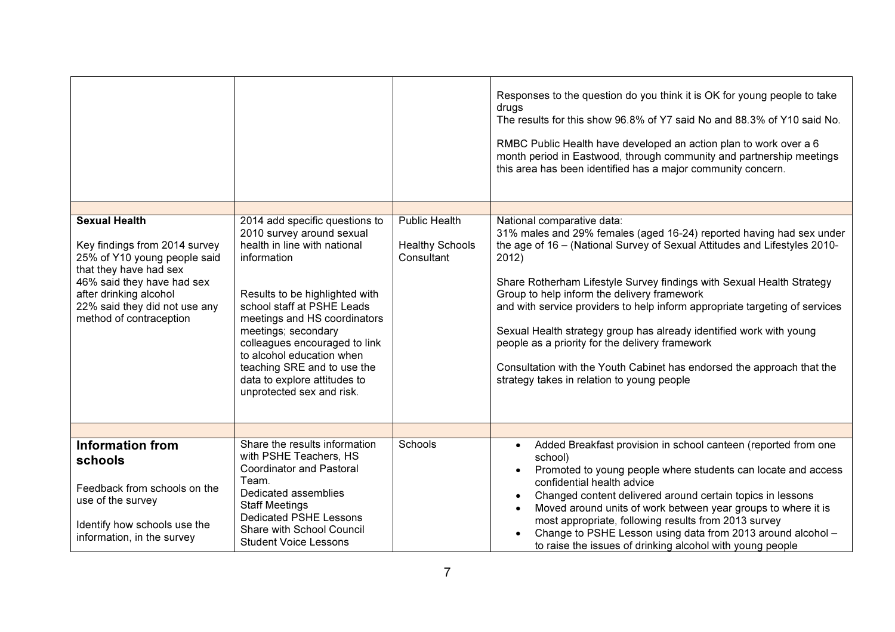| | | | |
|---|---|---|---|
| | | | Responses to the question do you think it is OK for young people to take drugs<br>The results for this show 96.8% of Y7 said No and 88.3% of Y10 said No.<br><br>RMBC Public Health have developed an action plan to work over a 6 month period in Eastwood, through community and partnership meetings this area has been identified has a major community concern. |
| | | | |
| **Sexual Health**<br><br>Key findings from 2014 survey 25% of Y10 young people said that they have had sex<br>46% said they have had sex after drinking alcohol<br>22% said they did not use any method of contraception | 2014 add specific questions to 2010 survey around sexual health in line with national information<br><br>Results to be highlighted with school staff at PSHE Leads meetings and HS coordinators meetings; secondary colleagues encouraged to link to alcohol education when teaching SRE and to use the data to explore attitudes to unprotected sex and risk. | Public Health<br><br>Healthy Schools Consultant | National comparative data:<br>31% males and 29% females (aged 16-24) reported having had sex under the age of 16 – (National Survey of Sexual Attitudes and Lifestyles 2010-2012)<br><br>Share Rotherham Lifestyle Survey findings with Sexual Health Strategy Group to help inform the delivery framework and with service providers to help inform appropriate targeting of services<br><br>Sexual Health strategy group has already identified work with young people as a priority for the delivery framework<br><br>Consultation with the Youth Cabinet has endorsed the approach that the strategy takes in relation to young people |
| | | | |
| **Information from schools**<br><br>Feedback from schools on the use of the survey<br><br>Identify how schools use the information, in the survey | Share the results information with PSHE Teachers, HS Coordinator and Pastoral Team.<br>Dedicated assemblies<br>Staff Meetings<br>Dedicated PSHE Lessons<br>Share with School Council<br>Student Voice Lessons | Schools | • Added Breakfast provision in school canteen (reported from one school)<br>• Promoted to young people where students can locate and access confidential health advice<br>• Changed content delivered around certain topics in lessons<br>• Moved around units of work between year groups to where it is most appropriate, following results from 2013 survey<br>• Change to PSHE Lesson using data from 2013 around alcohol – to raise the issues of drinking alcohol with young people |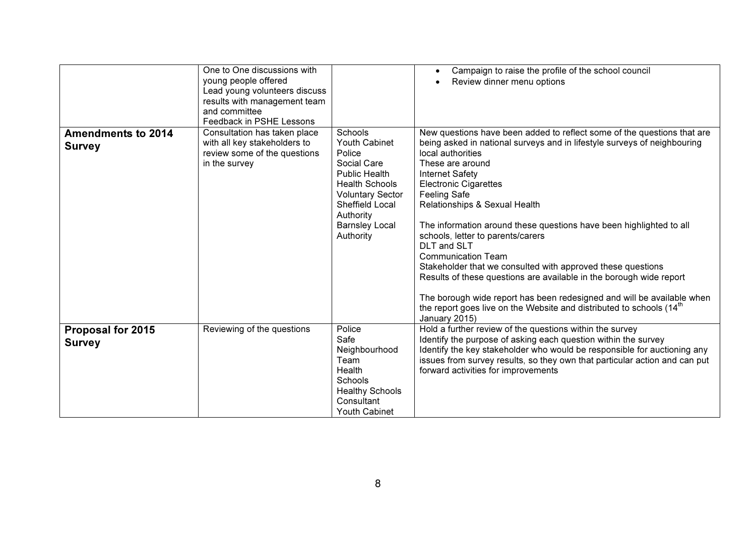| | | | |
|---|---|---|---|
| | One to One discussions with young people offered<br>Lead young volunteers discuss results with management team and committee<br>Feedback in PSHE Lessons | | • Campaign to raise the profile of the school council<br>• Review dinner menu options |
| **Amendments to 2014 Survey** | Consultation has taken place with all key stakeholders to review some of the questions in the survey | Schools<br>Youth Cabinet<br>Police<br>Social Care<br>Public Health<br>Health Schools<br>Voluntary Sector<br>Sheffield Local Authority<br>Barnsley Local Authority | New questions have been added to reflect some of the questions that are being asked in national surveys and in lifestyle surveys of neighbouring local authorities<br>These are around<br>Internet Safety<br>Electronic Cigarettes<br>Feeling Safe<br>Relationships & Sexual Health<br><br>The information around these questions have been highlighted to all schools, letter to parents/carers<br>DLT and SLT<br>Communication Team<br>Stakeholder that we consulted with approved these questions<br>Results of these questions are available in the borough wide report<br><br>The borough wide report has been redesigned and will be available when the report goes live on the Website and distributed to schools (14th January 2015) |
| **Proposal for 2015 Survey** | Reviewing of the questions | Police<br>Safe Neighbourhood Team<br>Health<br>Schools<br>Healthy Schools Consultant<br>Youth Cabinet | Hold a further review of the questions within the survey<br>Identify the purpose of asking each question within the survey<br>Identify the key stakeholder who would be responsible for auctioning any issues from survey results, so they own that particular action and can put forward activities for improvements |